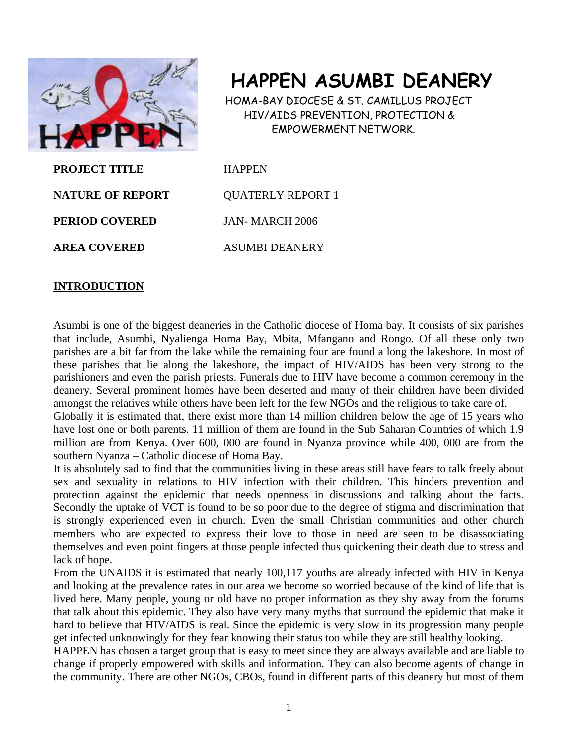# HAPPEN ASUMBI DEANERY

HOMA-BAY DIOCESE & ST. CAMILLUS PROJECT
HIV/AIDS PREVENTION, PROTECTION &
EMPOWERMENT NETWORK.

| | |
|---|---|
| **PROJECT TITLE** | HAPPEN |
| **NATURE OF REPORT** | QUATERLY REPORT 1 |
| **PERIOD COVERED** | JAN- MARCH 2006 |
| **AREA COVERED** | ASUMBI DEANERY |

## INTRODUCTION

Asumbi is one of the biggest deaneries in the Catholic diocese of Homa bay. It consists of six parishes that include, Asumbi, Nyalienga Homa Bay, Mbita, Mfangano and Rongo. Of all these only two parishes are a bit far from the lake while the remaining four are found a long the lakeshore. In most of these parishes that lie along the lakeshore, the impact of HIV/AIDS has been very strong to the parishioners and even the parish priests. Funerals due to HIV have become a common ceremony in the deanery. Several prominent homes have been deserted and many of their children have been divided amongst the relatives while others have been left for the few NGOs and the religious to take care of.

Globally it is estimated that, there exist more than 14 million children below the age of 15 years who have lost one or both parents. 11 million of them are found in the Sub Saharan Countries of which 1.9 million are from Kenya. Over 600, 000 are found in Nyanza province while 400, 000 are from the southern Nyanza – Catholic diocese of Homa Bay.

It is absolutely sad to find that the communities living in these areas still have fears to talk freely about sex and sexuality in relations to HIV infection with their children. This hinders prevention and protection against the epidemic that needs openness in discussions and talking about the facts. Secondly the uptake of VCT is found to be so poor due to the degree of stigma and discrimination that is strongly experienced even in church. Even the small Christian communities and other church members who are expected to express their love to those in need are seen to be disassociating themselves and even point fingers at those people infected thus quickening their death due to stress and lack of hope.

From the UNAIDS it is estimated that nearly 100,117 youths are already infected with HIV in Kenya and looking at the prevalence rates in our area we become so worried because of the kind of life that is lived here. Many people, young or old have no proper information as they shy away from the forums that talk about this epidemic. They also have very many myths that surround the epidemic that make it hard to believe that HIV/AIDS is real. Since the epidemic is very slow in its progression many people get infected unknowingly for they fear knowing their status too while they are still healthy looking.

HAPPEN has chosen a target group that is easy to meet since they are always available and are liable to change if properly empowered with skills and information. They can also become agents of change in the community. There are other NGOs, CBOs, found in different parts of this deanery but most of them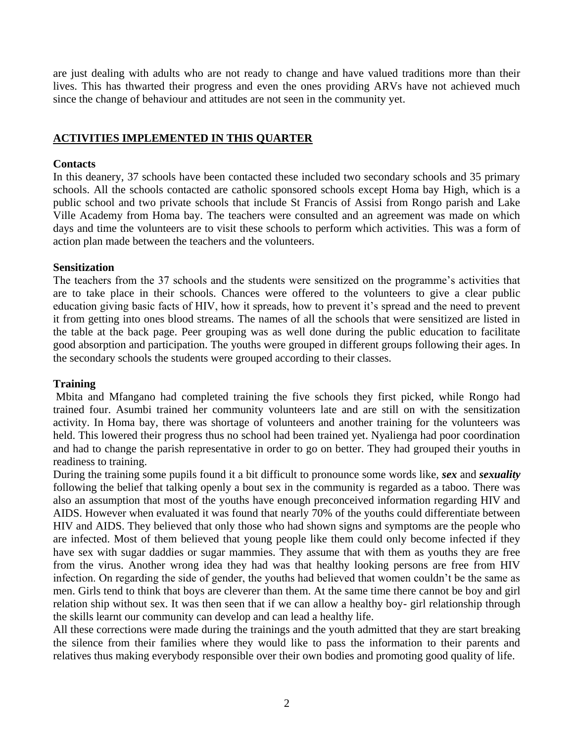are just dealing with adults who are not ready to change and have valued traditions more than their lives. This has thwarted their progress and even the ones providing ARVs have not achieved much since the change of behaviour and attitudes are not seen in the community yet.

## ACTIVITIES IMPLEMENTED IN THIS QUARTER

### Contacts

In this deanery, 37 schools have been contacted these included two secondary schools and 35 primary schools. All the schools contacted are catholic sponsored schools except Homa bay High, which is a public school and two private schools that include St Francis of Assisi from Rongo parish and Lake Ville Academy from Homa bay. The teachers were consulted and an agreement was made on which days and time the volunteers are to visit these schools to perform which activities. This was a form of action plan made between the teachers and the volunteers.

### Sensitization

The teachers from the 37 schools and the students were sensitized on the programme's activities that are to take place in their schools. Chances were offered to the volunteers to give a clear public education giving basic facts of HIV, how it spreads, how to prevent it's spread and the need to prevent it from getting into ones blood streams. The names of all the schools that were sensitized are listed in the table at the back page. Peer grouping was as well done during the public education to facilitate good absorption and participation. The youths were grouped in different groups following their ages. In the secondary schools the students were grouped according to their classes.

### Training

Mbita and Mfangano had completed training the five schools they first picked, while Rongo had trained four. Asumbi trained her community volunteers late and are still on with the sensitization activity. In Homa bay, there was shortage of volunteers and another training for the volunteers was held. This lowered their progress thus no school had been trained yet. Nyalienga had poor coordination and had to change the parish representative in order to go on better. They had grouped their youths in readiness to training.

During the training some pupils found it a bit difficult to pronounce some words like, ***sex*** and ***sexuality*** following the belief that talking openly a bout sex in the community is regarded as a taboo. There was also an assumption that most of the youths have enough preconceived information regarding HIV and AIDS. However when evaluated it was found that nearly 70% of the youths could differentiate between HIV and AIDS. They believed that only those who had shown signs and symptoms are the people who are infected. Most of them believed that young people like them could only become infected if they have sex with sugar daddies or sugar mammies. They assume that with them as youths they are free from the virus. Another wrong idea they had was that healthy looking persons are free from HIV infection. On regarding the side of gender, the youths had believed that women couldn't be the same as men. Girls tend to think that boys are cleverer than them. At the same time there cannot be boy and girl relation ship without sex. It was then seen that if we can allow a healthy boy- girl relationship through the skills learnt our community can develop and can lead a healthy life.

All these corrections were made during the trainings and the youth admitted that they are start breaking the silence from their families where they would like to pass the information to their parents and relatives thus making everybody responsible over their own bodies and promoting good quality of life.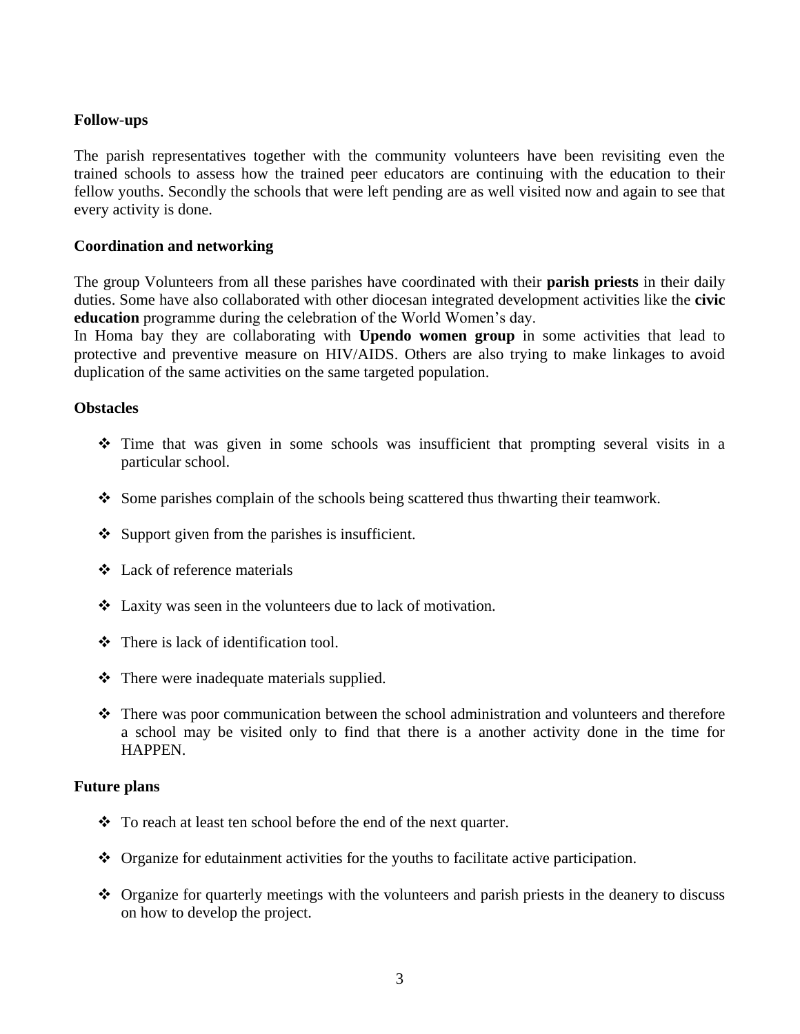**Follow-ups**

The parish representatives together with the community volunteers have been revisiting even the trained schools to assess how the trained peer educators are continuing with the education to their fellow youths. Secondly the schools that were left pending are as well visited now and again to see that every activity is done.

**Coordination and networking**

The group Volunteers from all these parishes have coordinated with their **parish priests** in their daily duties. Some have also collaborated with other diocesan integrated development activities like the **civic education** programme during the celebration of the World Women's day.
In Homa bay they are collaborating with **Upendo women group** in some activities that lead to protective and preventive measure on HIV/AIDS. Others are also trying to make linkages to avoid duplication of the same activities on the same targeted population.

**Obstacles**

- Time that was given in some schools was insufficient that prompting several visits in a particular school.
- Some parishes complain of the schools being scattered thus thwarting their teamwork.
- Support given from the parishes is insufficient.
- Lack of reference materials
- Laxity was seen in the volunteers due to lack of motivation.
- There is lack of identification tool.
- There were inadequate materials supplied.
- There was poor communication between the school administration and volunteers and therefore a school may be visited only to find that there is a another activity done in the time for HAPPEN.

**Future plans**

- To reach at least ten school before the end of the next quarter.
- Organize for edutainment activities for the youths to facilitate active participation.
- Organize for quarterly meetings with the volunteers and parish priests in the deanery to discuss on how to develop the project.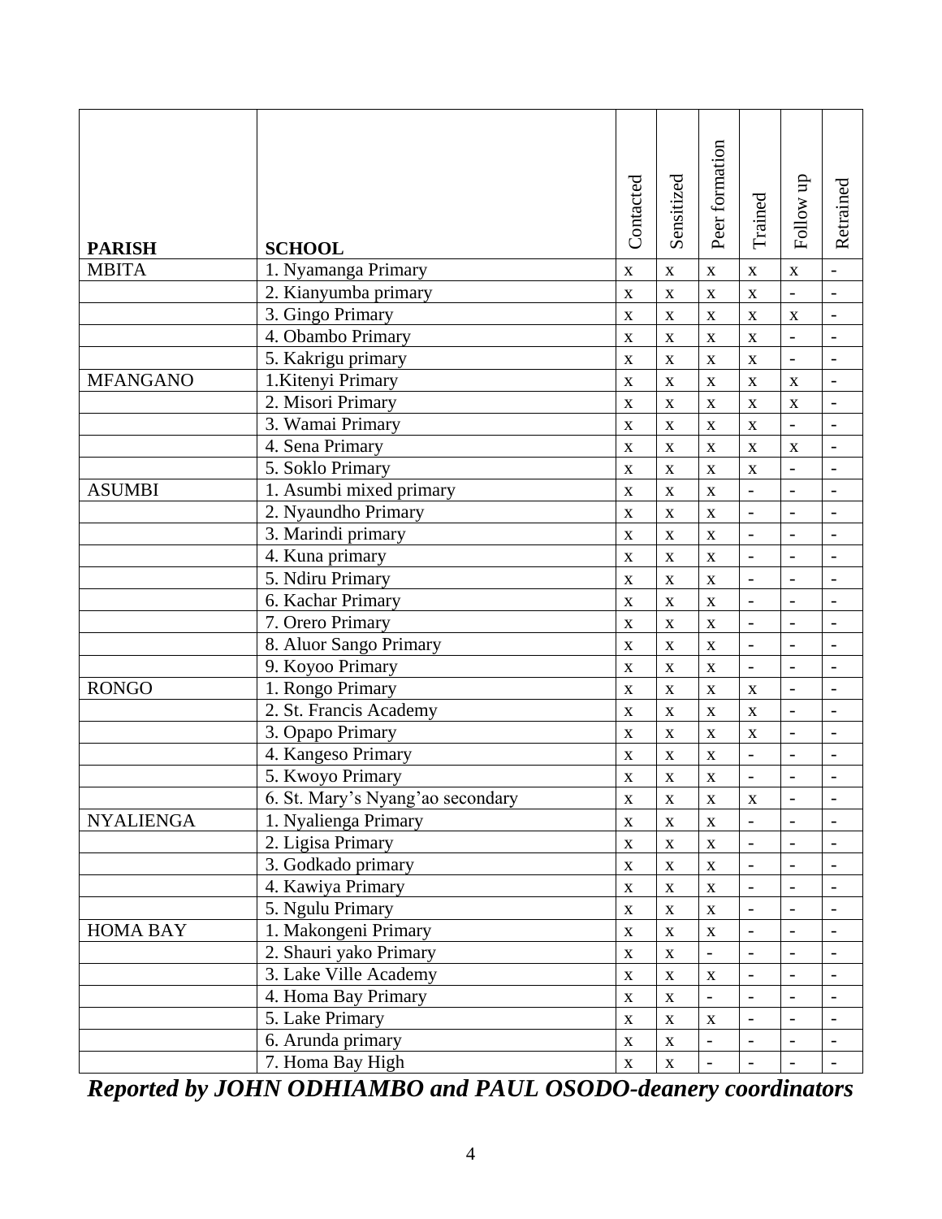| PARISH | SCHOOL | Contacted | Sensitized | Peer formation | Trained | Follow up | Retrained |
|---|---|---|---|---|---|---|---|
| MBITA | 1. Nyamanga Primary | x | x | x | x | x | - |
| | 2. Kianyumba primary | x | x | x | x | - | - |
| | 3. Gingo Primary | x | x | x | x | x | - |
| | 4. Obambo Primary | x | x | x | x | - | - |
| | 5. Kakrigu primary | x | x | x | x | - | - |
| MFANGANO | 1.Kitenyi Primary | x | x | x | x | x | - |
| | 2. Misori Primary | x | x | x | x | x | - |
| | 3. Wamai Primary | x | x | x | x | - | - |
| | 4. Sena Primary | x | x | x | x | x | - |
| | 5. Soklo Primary | x | x | x | x | - | - |
| ASUMBI | 1. Asumbi mixed primary | x | x | x | - | - | - |
| | 2. Nyaundho Primary | x | x | x | - | - | - |
| | 3. Marindi primary | x | x | x | - | - | - |
| | 4. Kuna primary | x | x | x | - | - | - |
| | 5. Ndiru Primary | x | x | x | - | - | - |
| | 6. Kachar Primary | x | x | x | - | - | - |
| | 7. Orero Primary | x | x | x | - | - | - |
| | 8. Aluor Sango Primary | x | x | x | - | - | - |
| | 9. Koyoo Primary | x | x | x | - | - | - |
| RONGO | 1. Rongo Primary | x | x | x | x | - | - |
| | 2. St. Francis Academy | x | x | x | x | - | - |
| | 3. Opapo Primary | x | x | x | x | - | - |
| | 4. Kangeso Primary | x | x | x | - | - | - |
| | 5. Kwoyo Primary | x | x | x | - | - | - |
| | 6. St. Mary's Nyang'ao secondary | x | x | x | x | - | - |
| NYALIENGA | 1. Nyalienga Primary | x | x | x | - | - | - |
| | 2. Ligisa Primary | x | x | x | - | - | - |
| | 3. Godkado primary | x | x | x | - | - | - |
| | 4. Kawiya Primary | x | x | x | - | - | - |
| | 5. Ngulu Primary | x | x | x | - | - | - |
| HOMA BAY | 1. Makongeni Primary | x | x | x | - | - | - |
| | 2. Shauri yako Primary | x | x | - | - | - | - |
| | 3. Lake Ville Academy | x | x | x | - | - | - |
| | 4. Homa Bay Primary | x | x | - | - | - | - |
| | 5. Lake Primary | x | x | x | - | - | - |
| | 6. Arunda primary | x | x | - | - | - | - |
| | 7. Homa Bay High | x | x | - | - | - | - |

***Reported by JOHN ODHIAMBO and PAUL OSODO-deanery coordinators***